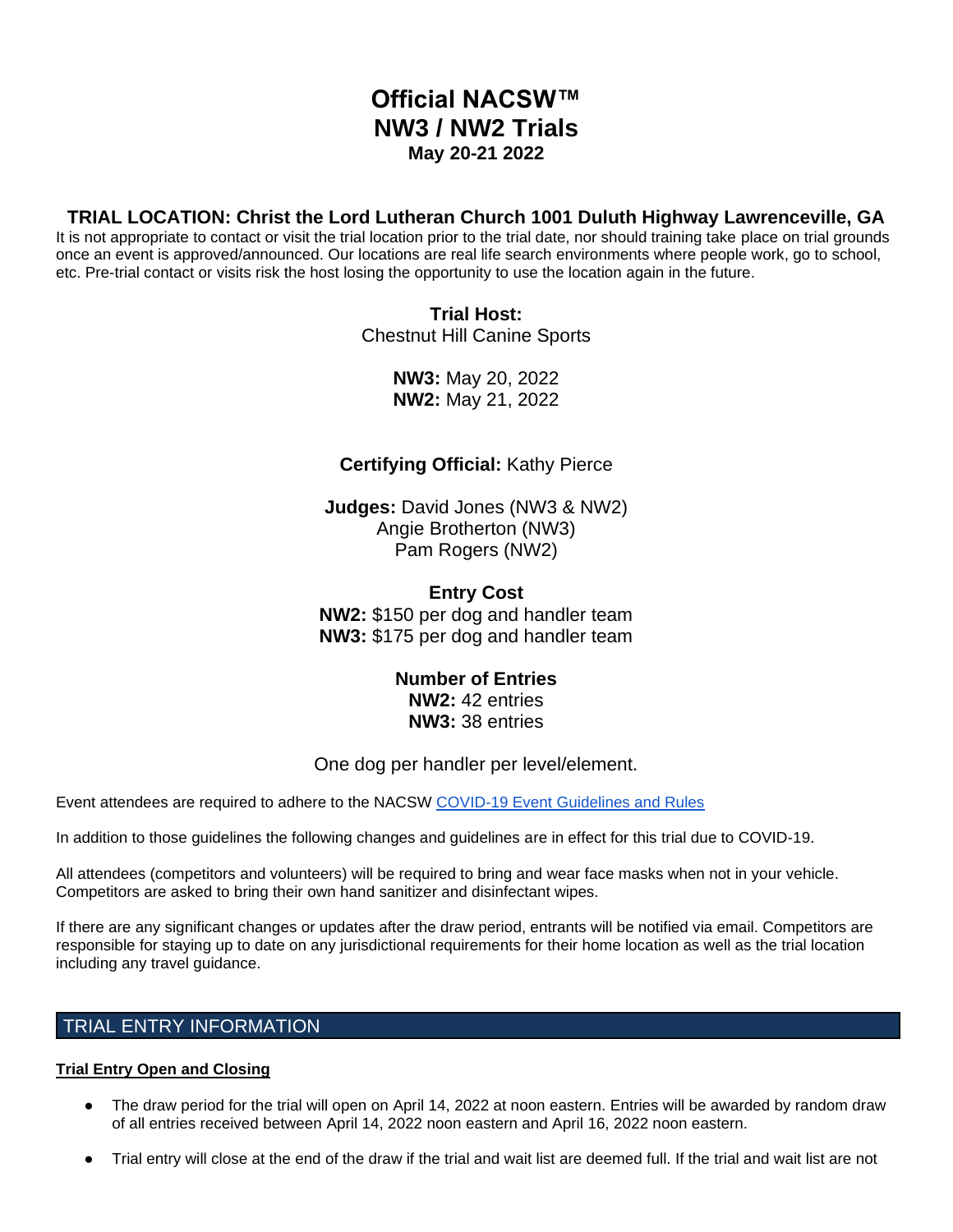# Official NACSW™ NW3 / NW2 Trials

**May 20-21 2022**

## TRIAL LOCATION: Christ the Lord Lutheran Church 1001 Duluth Highway Lawrenceville, GA

It is not appropriate to contact or visit the trial location prior to the trial date, nor should training take place on trial grounds once an event is approved/announced. Our locations are real life search environments where people work, go to school, etc. Pre-trial contact or visits risk the host losing the opportunity to use the location again in the future.

**Trial Host:**
Chestnut Hill Canine Sports

**NW3:** May 20, 2022
**NW2:** May 21, 2022

**Certifying Official:** Kathy Pierce

**Judges:** David Jones (NW3 & NW2)
Angie Brotherton (NW3)
Pam Rogers (NW2)

**Entry Cost**
**NW2:** $150 per dog and handler team
**NW3:** $175 per dog and handler team

**Number of Entries**
**NW2:** 42 entries
**NW3:** 38 entries

One dog per handler per level/element.

Event attendees are required to adhere to the NACSW [COVID-19 Event Guidelines and Rules]

In addition to those guidelines the following changes and guidelines are in effect for this trial due to COVID-19.

All attendees (competitors and volunteers) will be required to bring and wear face masks when not in your vehicle. Competitors are asked to bring their own hand sanitizer and disinfectant wipes.

If there are any significant changes or updates after the draw period, entrants will be notified via email. Competitors are responsible for staying up to date on any jurisdictional requirements for their home location as well as the trial location including any travel guidance.

## TRIAL ENTRY INFORMATION

**Trial Entry Open and Closing**

- The draw period for the trial will open on April 14, 2022 at noon eastern. Entries will be awarded by random draw of all entries received between April 14, 2022 noon eastern and April 16, 2022 noon eastern.
- Trial entry will close at the end of the draw if the trial and wait list are deemed full. If the trial and wait list are not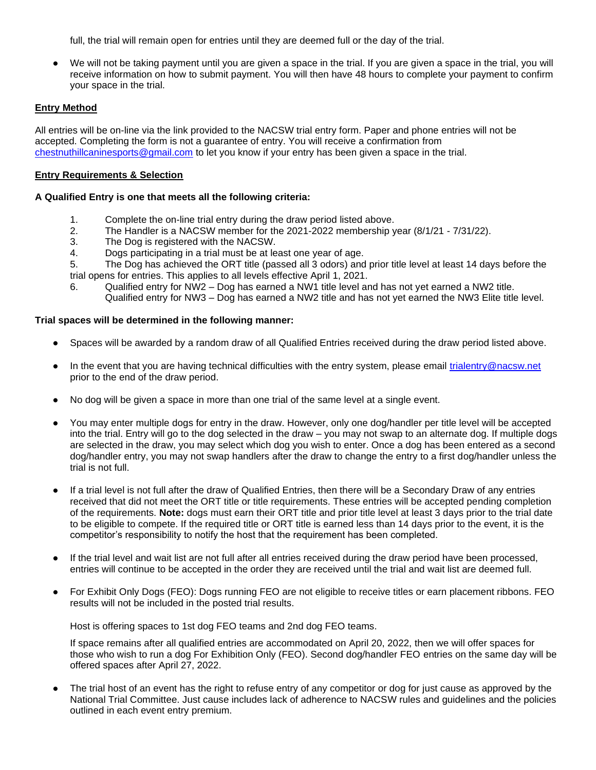full, the trial will remain open for entries until they are deemed full or the day of the trial.

- We will not be taking payment until you are given a space in the trial. If you are given a space in the trial, you will receive information on how to submit payment. You will then have 48 hours to complete your payment to confirm your space in the trial.

**Entry Method**

All entries will be on-line via the link provided to the NACSW trial entry form. Paper and phone entries will not be accepted. Completing the form is not a guarantee of entry. You will receive a confirmation from chestnuthillcaninesports@gmail.com to let you know if your entry has been given a space in the trial.

**Entry Requirements & Selection**

**A Qualified Entry is one that meets all the following criteria:**

1. Complete the on-line trial entry during the draw period listed above.
2. The Handler is a NACSW member for the 2021-2022 membership year (8/1/21 - 7/31/22).
3. The Dog is registered with the NACSW.
4. Dogs participating in a trial must be at least one year of age.
5. The Dog has achieved the ORT title (passed all 3 odors) and prior title level at least 14 days before the trial opens for entries. This applies to all levels effective April 1, 2021.
6. Qualified entry for NW2 – Dog has earned a NW1 title level and has not yet earned a NW2 title.
   Qualified entry for NW3 – Dog has earned a NW2 title and has not yet earned the NW3 Elite title level.

**Trial spaces will be determined in the following manner:**

- Spaces will be awarded by a random draw of all Qualified Entries received during the draw period listed above.

- In the event that you are having technical difficulties with the entry system, please email trialentry@nacsw.net prior to the end of the draw period.

- No dog will be given a space in more than one trial of the same level at a single event.

- You may enter multiple dogs for entry in the draw. However, only one dog/handler per title level will be accepted into the trial. Entry will go to the dog selected in the draw – you may not swap to an alternate dog. If multiple dogs are selected in the draw, you may select which dog you wish to enter. Once a dog has been entered as a second dog/handler entry, you may not swap handlers after the draw to change the entry to a first dog/handler unless the trial is not full.

- If a trial level is not full after the draw of Qualified Entries, then there will be a Secondary Draw of any entries received that did not meet the ORT title or title requirements. These entries will be accepted pending completion of the requirements. **Note:** dogs must earn their ORT title and prior title level at least 3 days prior to the trial date to be eligible to compete. If the required title or ORT title is earned less than 14 days prior to the event, it is the competitor's responsibility to notify the host that the requirement has been completed.

- If the trial level and wait list are not full after all entries received during the draw period have been processed, entries will continue to be accepted in the order they are received until the trial and wait list are deemed full.

- For Exhibit Only Dogs (FEO): Dogs running FEO are not eligible to receive titles or earn placement ribbons. FEO results will not be included in the posted trial results.

  Host is offering spaces to 1st dog FEO teams and 2nd dog FEO teams.

  If space remains after all qualified entries are accommodated on April 20, 2022, then we will offer spaces for those who wish to run a dog For Exhibition Only (FEO). Second dog/handler FEO entries on the same day will be offered spaces after April 27, 2022.

- The trial host of an event has the right to refuse entry of any competitor or dog for just cause as approved by the National Trial Committee. Just cause includes lack of adherence to NACSW rules and guidelines and the policies outlined in each event entry premium.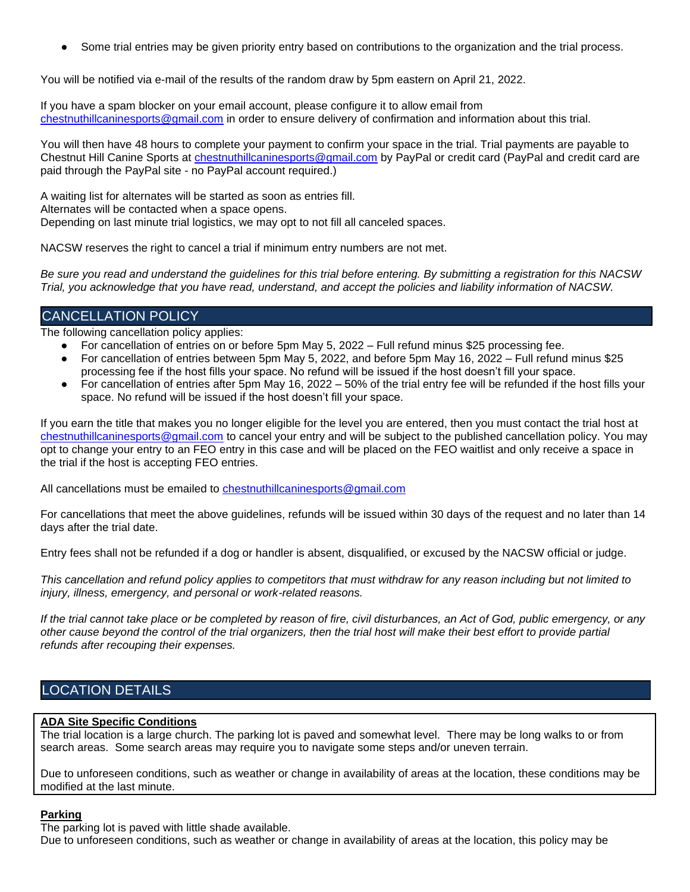- Some trial entries may be given priority entry based on contributions to the organization and the trial process.

You will be notified via e-mail of the results of the random draw by 5pm eastern on April 21, 2022.

If you have a spam blocker on your email account, please configure it to allow email from chestnuthillcaninesports@gmail.com in order to ensure delivery of confirmation and information about this trial.

You will then have 48 hours to complete your payment to confirm your space in the trial. Trial payments are payable to Chestnut Hill Canine Sports at chestnuthillcaninesports@gmail.com by PayPal or credit card (PayPal and credit card are paid through the PayPal site - no PayPal account required.)

A waiting list for alternates will be started as soon as entries fill.
Alternates will be contacted when a space opens.
Depending on last minute trial logistics, we may opt to not fill all canceled spaces.

NACSW reserves the right to cancel a trial if minimum entry numbers are not met.

*Be sure you read and understand the guidelines for this trial before entering. By submitting a registration for this NACSW Trial, you acknowledge that you have read, understand, and accept the policies and liability information of NACSW.*

## CANCELLATION POLICY

The following cancellation policy applies:

- For cancellation of entries on or before 5pm May 5, 2022 – Full refund minus $25 processing fee.
- For cancellation of entries between 5pm May 5, 2022, and before 5pm May 16, 2022 – Full refund minus $25 processing fee if the host fills your space. No refund will be issued if the host doesn't fill your space.
- For cancellation of entries after 5pm May 16, 2022 – 50% of the trial entry fee will be refunded if the host fills your space. No refund will be issued if the host doesn't fill your space.

If you earn the title that makes you no longer eligible for the level you are entered, then you must contact the trial host at chestnuthillcaninesports@gmail.com to cancel your entry and will be subject to the published cancellation policy. You may opt to change your entry to an FEO entry in this case and will be placed on the FEO waitlist and only receive a space in the trial if the host is accepting FEO entries.

All cancellations must be emailed to chestnuthillcaninesports@gmail.com

For cancellations that meet the above guidelines, refunds will be issued within 30 days of the request and no later than 14 days after the trial date.

Entry fees shall not be refunded if a dog or handler is absent, disqualified, or excused by the NACSW official or judge.

*This cancellation and refund policy applies to competitors that must withdraw for any reason including but not limited to injury, illness, emergency, and personal or work-related reasons.*

*If the trial cannot take place or be completed by reason of fire, civil disturbances, an Act of God, public emergency, or any other cause beyond the control of the trial organizers, then the trial host will make their best effort to provide partial refunds after recouping their expenses.*

## LOCATION DETAILS

**ADA Site Specific Conditions**

The trial location is a large church. The parking lot is paved and somewhat level. There may be long walks to or from search areas. Some search areas may require you to navigate some steps and/or uneven terrain.

Due to unforeseen conditions, such as weather or change in availability of areas at the location, these conditions may be modified at the last minute.

**Parking**

The parking lot is paved with little shade available.
Due to unforeseen conditions, such as weather or change in availability of areas at the location, this policy may be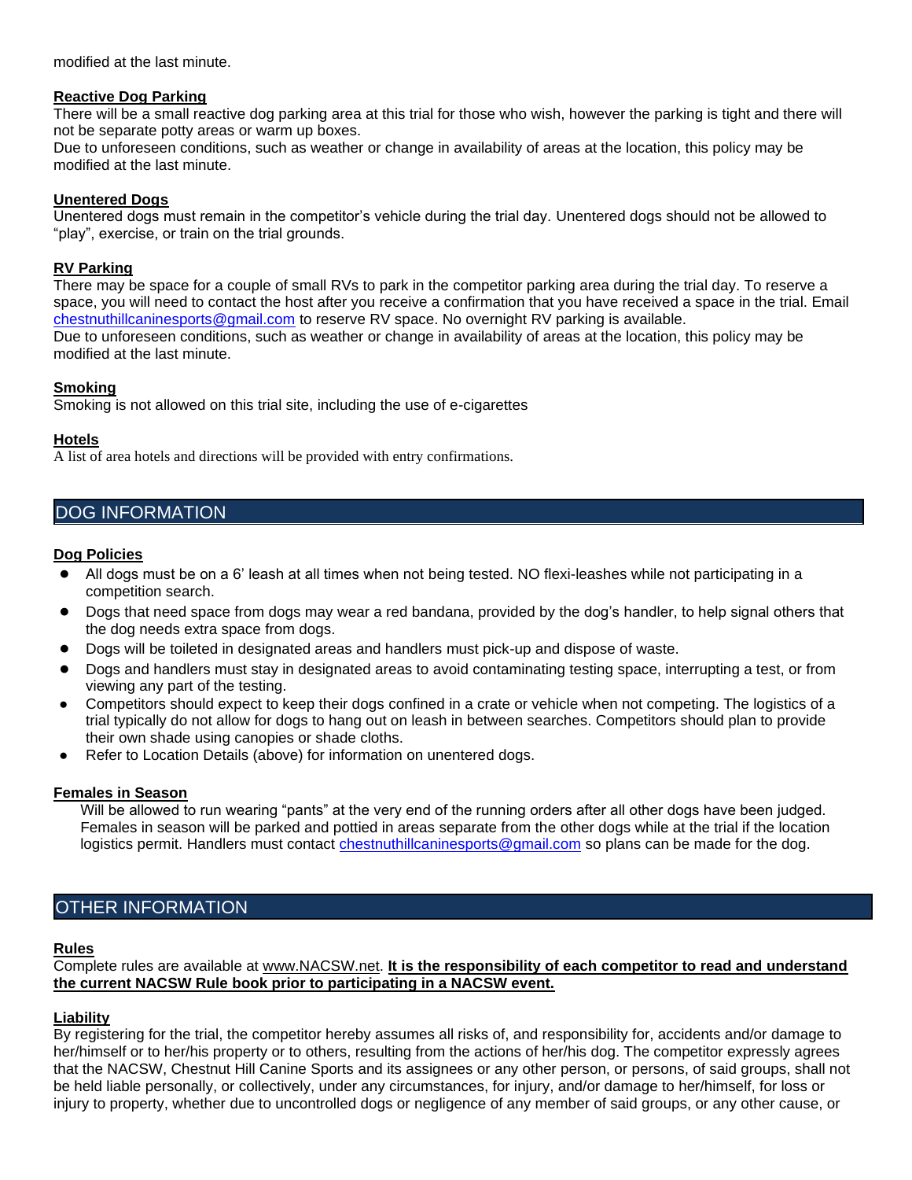modified at the last minute.

### Reactive Dog Parking

There will be a small reactive dog parking area at this trial for those who wish, however the parking is tight and there will not be separate potty areas or warm up boxes.

Due to unforeseen conditions, such as weather or change in availability of areas at the location, this policy may be modified at the last minute.

### Unentered Dogs

Unentered dogs must remain in the competitor's vehicle during the trial day. Unentered dogs should not be allowed to "play", exercise, or train on the trial grounds.

### RV Parking

There may be space for a couple of small RVs to park in the competitor parking area during the trial day. To reserve a space, you will need to contact the host after you receive a confirmation that you have received a space in the trial. Email chestnuthillcaninesports@gmail.com to reserve RV space. No overnight RV parking is available.

Due to unforeseen conditions, such as weather or change in availability of areas at the location, this policy may be modified at the last minute.

### Smoking

Smoking is not allowed on this trial site, including the use of e-cigarettes

### Hotels

A list of area hotels and directions will be provided with entry confirmations.

## DOG INFORMATION

### Dog Policies

- All dogs must be on a 6' leash at all times when not being tested. NO flexi-leashes while not participating in a competition search.
- Dogs that need space from dogs may wear a red bandana, provided by the dog's handler, to help signal others that the dog needs extra space from dogs.
- Dogs will be toileted in designated areas and handlers must pick-up and dispose of waste.
- Dogs and handlers must stay in designated areas to avoid contaminating testing space, interrupting a test, or from viewing any part of the testing.
- Competitors should expect to keep their dogs confined in a crate or vehicle when not competing. The logistics of a trial typically do not allow for dogs to hang out on leash in between searches. Competitors should plan to provide their own shade using canopies or shade cloths.
- Refer to Location Details (above) for information on unentered dogs.

### Females in Season

Will be allowed to run wearing "pants" at the very end of the running orders after all other dogs have been judged. Females in season will be parked and pottied in areas separate from the other dogs while at the trial if the location logistics permit. Handlers must contact chestnuthillcaninesports@gmail.com so plans can be made for the dog.

## OTHER INFORMATION

### Rules

Complete rules are available at www.NACSW.net. **It is the responsibility of each competitor to read and understand the current NACSW Rule book prior to participating in a NACSW event.**

### Liability

By registering for the trial, the competitor hereby assumes all risks of, and responsibility for, accidents and/or damage to her/himself or to her/his property or to others, resulting from the actions of her/his dog. The competitor expressly agrees that the NACSW, Chestnut Hill Canine Sports and its assignees or any other person, or persons, of said groups, shall not be held liable personally, or collectively, under any circumstances, for injury, and/or damage to her/himself, for loss or injury to property, whether due to uncontrolled dogs or negligence of any member of said groups, or any other cause, or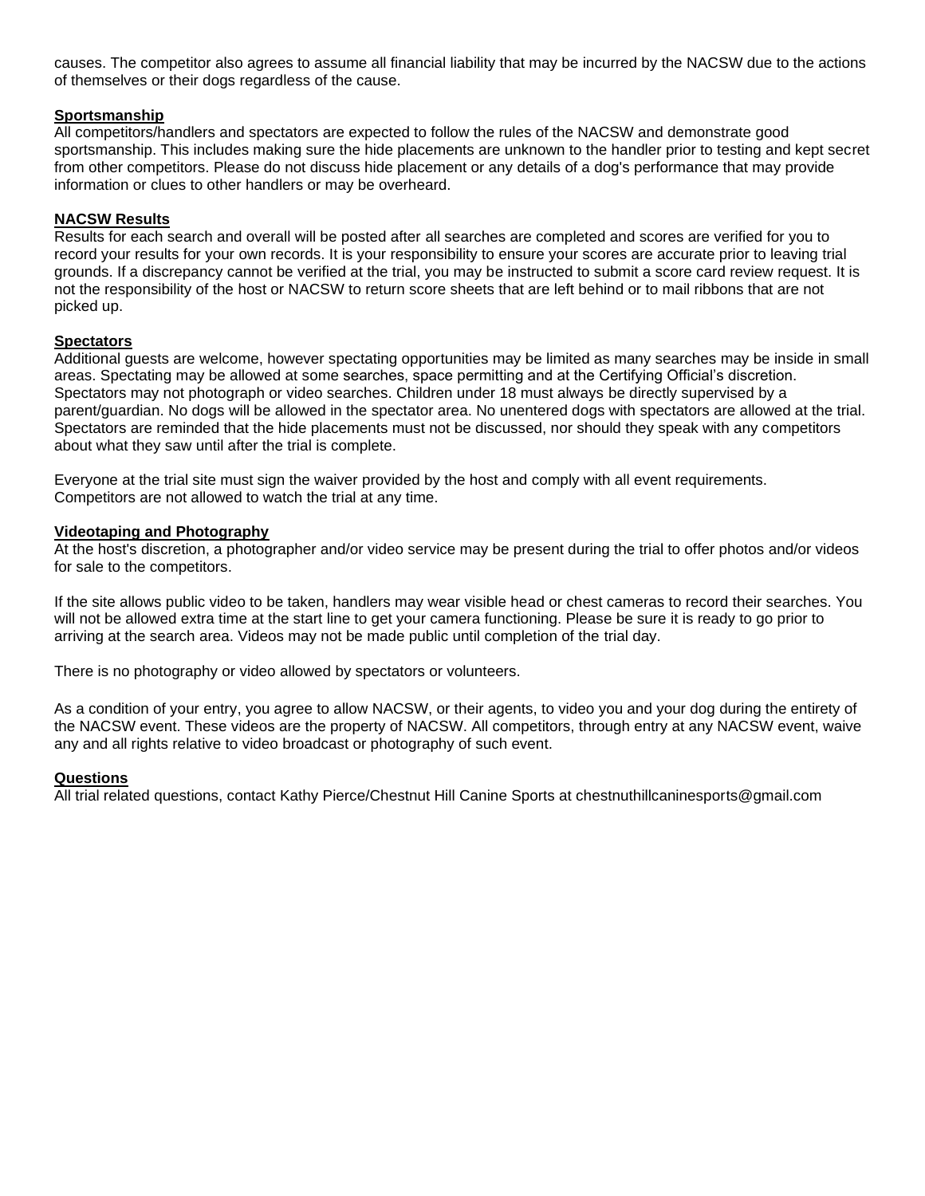causes. The competitor also agrees to assume all financial liability that may be incurred by the NACSW due to the actions of themselves or their dogs regardless of the cause.

**Sportsmanship**

All competitors/handlers and spectators are expected to follow the rules of the NACSW and demonstrate good sportsmanship. This includes making sure the hide placements are unknown to the handler prior to testing and kept secret from other competitors. Please do not discuss hide placement or any details of a dog's performance that may provide information or clues to other handlers or may be overheard.

**NACSW Results**

Results for each search and overall will be posted after all searches are completed and scores are verified for you to record your results for your own records. It is your responsibility to ensure your scores are accurate prior to leaving trial grounds. If a discrepancy cannot be verified at the trial, you may be instructed to submit a score card review request. It is not the responsibility of the host or NACSW to return score sheets that are left behind or to mail ribbons that are not picked up.

**Spectators**

Additional guests are welcome, however spectating opportunities may be limited as many searches may be inside in small areas. Spectating may be allowed at some searches, space permitting and at the Certifying Official's discretion. Spectators may not photograph or video searches. Children under 18 must always be directly supervised by a parent/guardian. No dogs will be allowed in the spectator area. No unentered dogs with spectators are allowed at the trial. Spectators are reminded that the hide placements must not be discussed, nor should they speak with any competitors about what they saw until after the trial is complete.

Everyone at the trial site must sign the waiver provided by the host and comply with all event requirements.
Competitors are not allowed to watch the trial at any time.

**Videotaping and Photography**

At the host's discretion, a photographer and/or video service may be present during the trial to offer photos and/or videos for sale to the competitors.

If the site allows public video to be taken, handlers may wear visible head or chest cameras to record their searches. You will not be allowed extra time at the start line to get your camera functioning. Please be sure it is ready to go prior to arriving at the search area. Videos may not be made public until completion of the trial day.

There is no photography or video allowed by spectators or volunteers.

As a condition of your entry, you agree to allow NACSW, or their agents, to video you and your dog during the entirety of the NACSW event. These videos are the property of NACSW. All competitors, through entry at any NACSW event, waive any and all rights relative to video broadcast or photography of such event.

**Questions**

All trial related questions, contact Kathy Pierce/Chestnut Hill Canine Sports at chestnuthillcaninesports@gmail.com